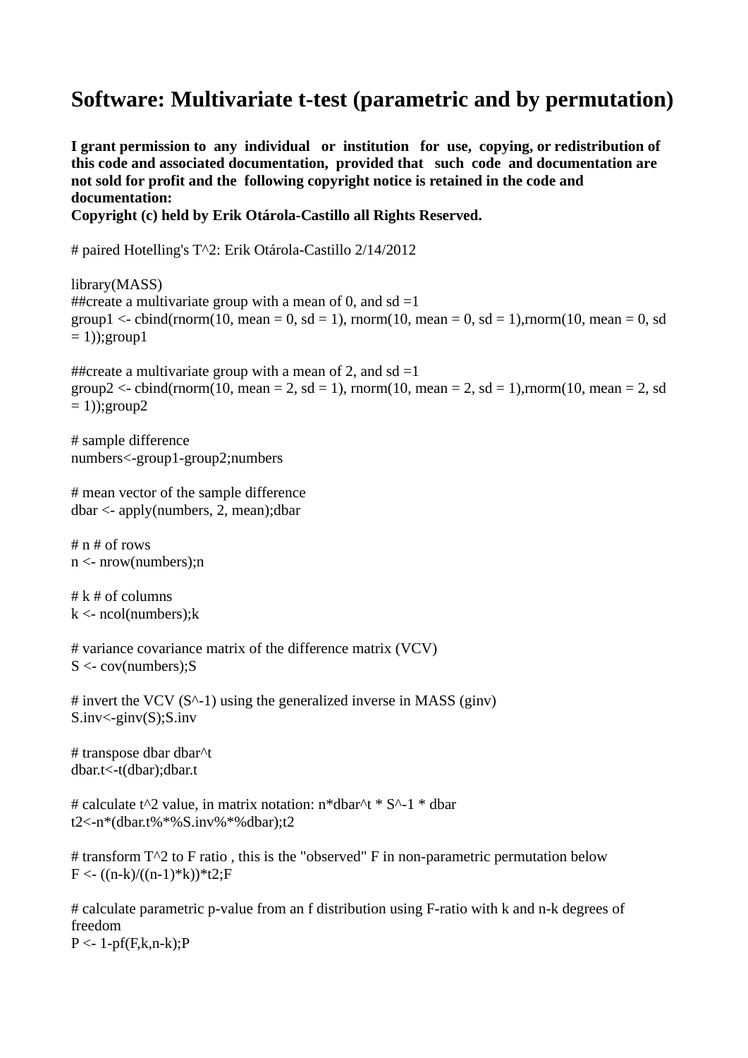# Software: Multivariate t-test (parametric and by permutation)

**I grant permission to any individual or institution for use, copying, or redistribution of this code and associated documentation, provided that such code and documentation are not sold for profit and the following copyright notice is retained in the code and documentation:**
**Copyright (c) held by Erik Otárola-Castillo all Rights Reserved.**

```
# paired Hotelling's T^2: Erik Otárola-Castillo 2/14/2012

library(MASS)
##create a multivariate group with a mean of 0, and sd =1
group1 <- cbind(rnorm(10, mean = 0, sd = 1), rnorm(10, mean = 0, sd = 1),rnorm(10, mean = 0, sd = 1));group1

##create a multivariate group with a mean of 2, and sd =1
group2 <- cbind(rnorm(10, mean = 2, sd = 1), rnorm(10, mean = 2, sd = 1),rnorm(10, mean = 2, sd = 1));group2

# sample difference
numbers<-group1-group2;numbers

# mean vector of the sample difference
dbar <- apply(numbers, 2, mean);dbar

# n # of rows
n <- nrow(numbers);n

# k # of columns
k <- ncol(numbers);k

# variance covariance matrix of the difference matrix (VCV)
S <- cov(numbers);S

# invert the VCV (S^-1) using the generalized inverse in MASS (ginv)
S.inv<-ginv(S);S.inv

# transpose dbar dbar^t
dbar.t<-t(dbar);dbar.t

# calculate t^2 value, in matrix notation: n*dbar^t * S^-1 * dbar
t2<-n*(dbar.t%*%S.inv%*%dbar);t2

# transform T^2 to F ratio , this is the "observed" F in non-parametric permutation below
F <- ((n-k)/((n-1)*k))*t2;F

# calculate parametric p-value from an f distribution using F-ratio with k and n-k degrees of freedom
P <- 1-pf(F,k,n-k);P
```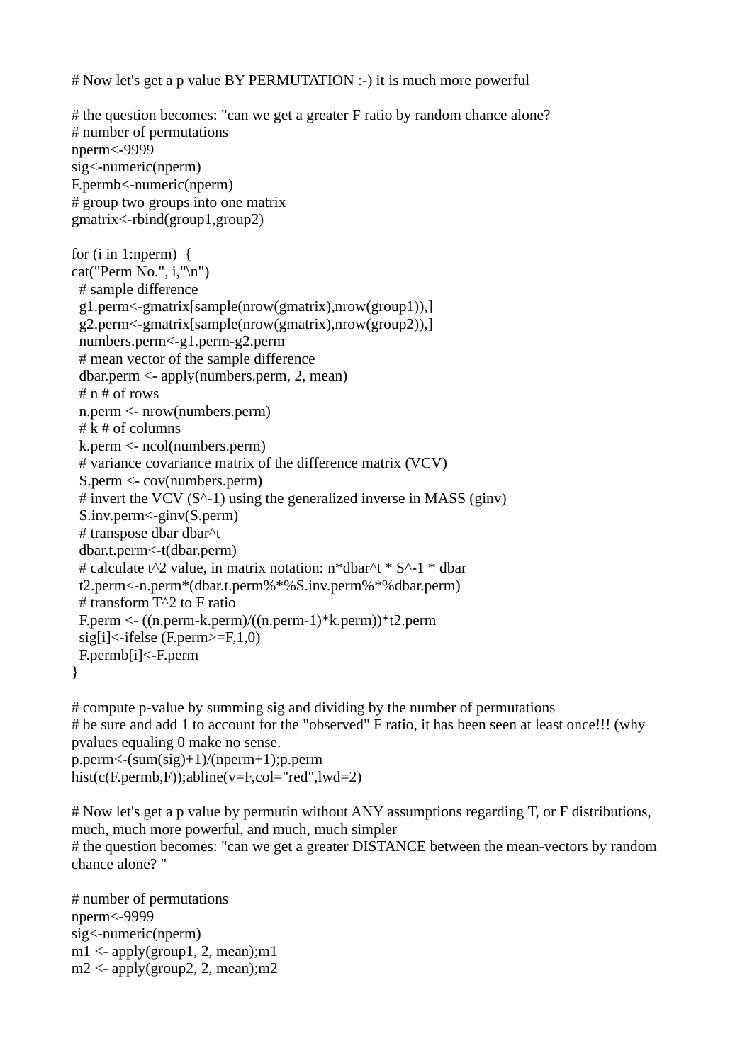```
# Now let's get a p value BY PERMUTATION :-) it is much more powerful

# the question becomes: "can we get a greater F ratio by random chance alone?
# number of permutations
nperm<-9999
sig<-numeric(nperm)
F.permb<-numeric(nperm)
# group two groups into one matrix
gmatrix<-rbind(group1,group2)

for (i in 1:nperm)  {
cat("Perm No.", i,"\n")
  # sample difference
  g1.perm<-gmatrix[sample(nrow(gmatrix),nrow(group1)),]
  g2.perm<-gmatrix[sample(nrow(gmatrix),nrow(group2)),]
  numbers.perm<-g1.perm-g2.perm
  # mean vector of the sample difference
  dbar.perm <- apply(numbers.perm, 2, mean)
  # n # of rows
  n.perm <- nrow(numbers.perm)
  # k # of columns
  k.perm <- ncol(numbers.perm)
  # variance covariance matrix of the difference matrix (VCV)
  S.perm <- cov(numbers.perm)
  # invert the VCV (S^-1) using the generalized inverse in MASS (ginv)
  S.inv.perm<-ginv(S.perm)
  # transpose dbar dbar^t
  dbar.t.perm<-t(dbar.perm)
  # calculate t^2 value, in matrix notation: n*dbar^t * S^-1 * dbar
  t2.perm<-n.perm*(dbar.t.perm%*%S.inv.perm%*%dbar.perm)
  # transform T^2 to F ratio
  F.perm <- ((n.perm-k.perm)/((n.perm-1)*k.perm))*t2.perm
  sig[i]<-ifelse (F.perm>=F,1,0)
  F.permb[i]<-F.perm
}

# compute p-value by summing sig and dividing by the number of permutations
# be sure and add 1 to account for the "observed" F ratio, it has been seen at least once!!! (why pvalues equaling 0 make no sense.
p.perm<-(sum(sig)+1)/(nperm+1);p.perm
hist(c(F.permb,F));abline(v=F,col="red",lwd=2)

# Now let's get a p value by permutin without ANY assumptions regarding T, or F distributions, much, much more powerful, and much, much simpler
# the question becomes: "can we get a greater DISTANCE between the mean-vectors by random chance alone? "

# number of permutations
nperm<-9999
sig<-numeric(nperm)
m1 <- apply(group1, 2, mean);m1
m2 <- apply(group2, 2, mean);m2
```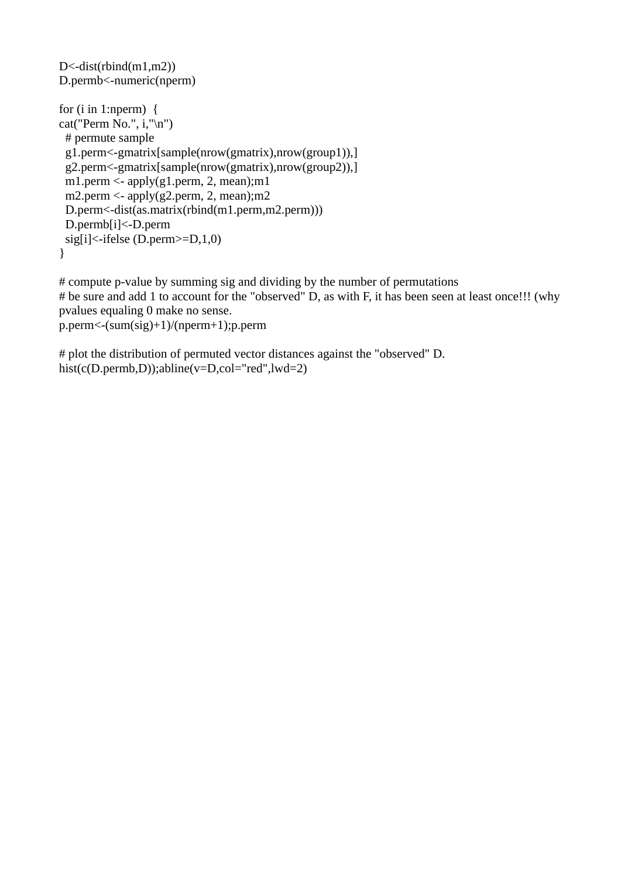```
D<-dist(rbind(m1,m2))
D.permb<-numeric(nperm)

for (i in 1:nperm)  {
cat("Perm No.", i,"\n")
  # permute sample
  g1.perm<-gmatrix[sample(nrow(gmatrix),nrow(group1)),]
  g2.perm<-gmatrix[sample(nrow(gmatrix),nrow(group2)),]
  m1.perm <- apply(g1.perm, 2, mean);m1
  m2.perm <- apply(g2.perm, 2, mean);m2
  D.perm<-dist(as.matrix(rbind(m1.perm,m2.perm)))
  D.permb[i]<-D.perm
  sig[i]<-ifelse (D.perm>=D,1,0)
}

# compute p-value by summing sig and dividing by the number of permutations
# be sure and add 1 to account for the "observed" D, as with F, it has been seen at least once!!! (why pvalues equaling 0 make no sense.
p.perm<-(sum(sig)+1)/(nperm+1);p.perm

# plot the distribution of permuted vector distances against the "observed" D.
hist(c(D.permb,D));abline(v=D,col="red",lwd=2)
```